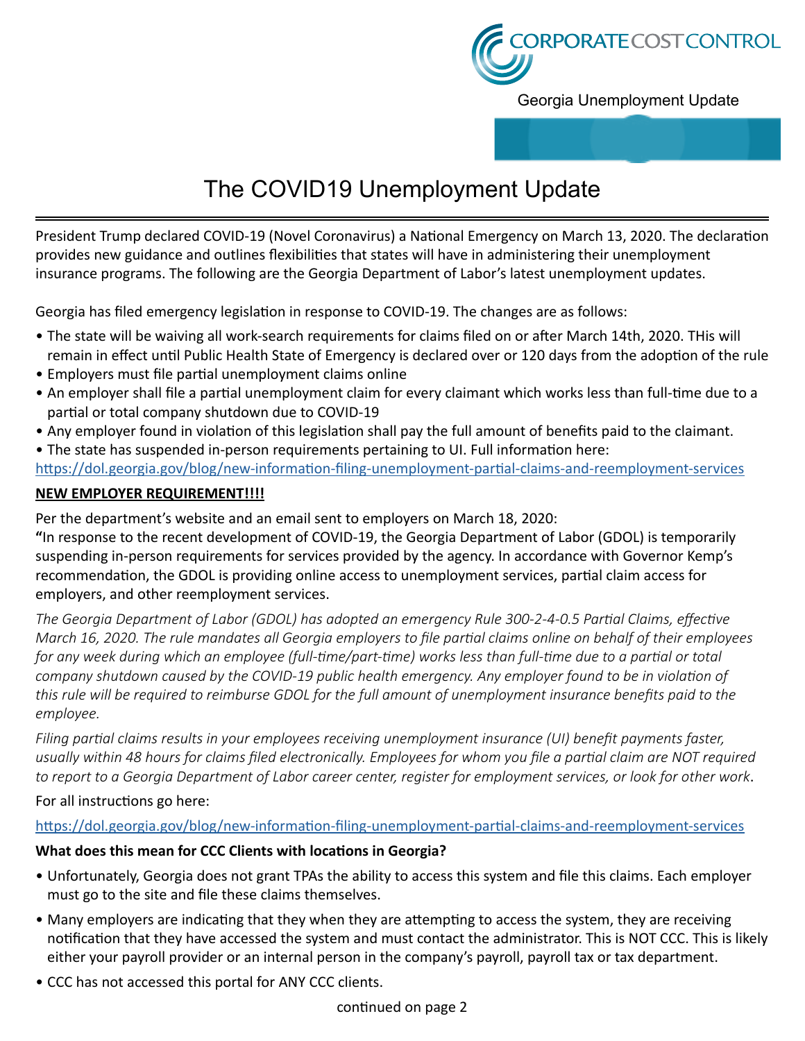CORPORATE COST CONTROL

Georgia Unemployment Update

# The COVID19 Unemployment Update

President Trump declared COVID-19 (Novel Coronavirus) a National Emergency on March 13, 2020. The declaration provides new guidance and outlines flexibilities that states will have in administering their unemployment insurance programs. The following are the Georgia Department of Labor's latest unemployment updates.

Georgia has filed emergency legislation in response to COVID-19. The changes are as follows:

- The state will be waiving all work-search requirements for claims filed on or after March 14th, 2020. THis will remain in effect until Public Health State of Emergency is declared over or 120 days from the adoption of the rule
- Employers must file partial unemployment claims online
- An employer shall file a partial unemployment claim for every claimant which works less than full-time due to a partial or total company shutdown due to COVID-19
- Any employer found in violation of this legislation shall pay the full amount of benefits paid to the claimant.
- The state has suspended in-person requirements pertaining to UI. Full information here:

https://dol.georgia.gov/blog/new-information-filing-unemployment-partial-claims-and-reemployment-services

**NEW EMPLOYER REQUIREMENT!!!!**

Per the department's website and an email sent to employers on March 18, 2020:

**"**In response to the recent development of COVID-19, the Georgia Department of Labor (GDOL) is temporarily suspending in-person requirements for services provided by the agency. In accordance with Governor Kemp's recommendation, the GDOL is providing online access to unemployment services, partial claim access for employers, and other reemployment services.

*The Georgia Department of Labor (GDOL) has adopted an emergency Rule 300-2-4-0.5 Partial Claims, effective March 16, 2020. The rule mandates all Georgia employers to file partial claims online on behalf of their employees for any week during which an employee (full-time/part-time) works less than full-time due to a partial or total company shutdown caused by the COVID-19 public health emergency. Any employer found to be in violation of this rule will be required to reimburse GDOL for the full amount of unemployment insurance benefits paid to the employee.*

*Filing partial claims results in your employees receiving unemployment insurance (UI) benefit payments faster, usually within 48 hours for claims filed electronically. Employees for whom you file a partial claim are NOT required to report to a Georgia Department of Labor career center, register for employment services, or look for other work*.

For all instructions go here:

https://dol.georgia.gov/blog/new-information-filing-unemployment-partial-claims-and-reemployment-services

**What does this mean for CCC Clients with locations in Georgia?**

- Unfortunately, Georgia does not grant TPAs the ability to access this system and file this claims. Each employer must go to the site and file these claims themselves.
- Many employers are indicating that they when they are attempting to access the system, they are receiving notification that they have accessed the system and must contact the administrator. This is NOT CCC. This is likely either your payroll provider or an internal person in the company's payroll, payroll tax or tax department.
- CCC has not accessed this portal for ANY CCC clients.

continued on page 2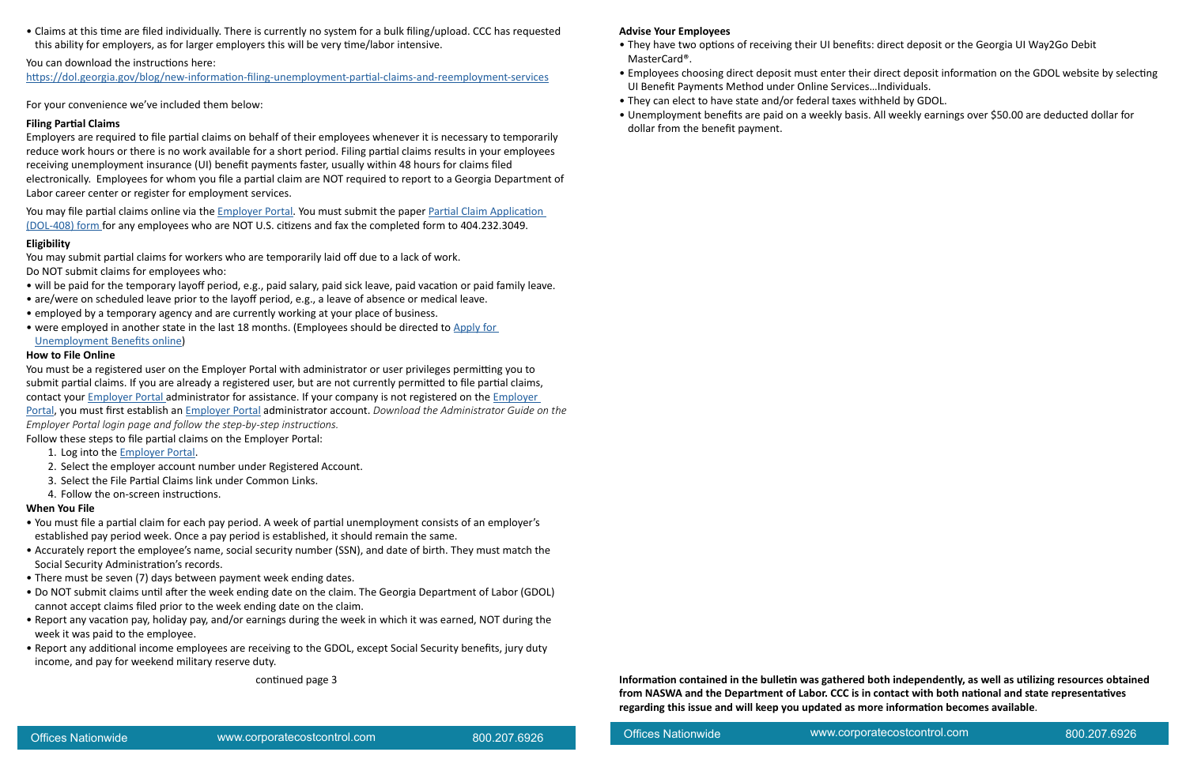- Claims at this time are filed individually. There is currently no system for a bulk filing/upload. CCC has requested this ability for employers, as for larger employers this will be very time/labor intensive.

You can download the instructions here:
https://dol.georgia.gov/blog/new-information-filing-unemployment-partial-claims-and-reemployment-services

For your convenience we've included them below:

**Filing Partial Claims**

Employers are required to file partial claims on behalf of their employees whenever it is necessary to temporarily reduce work hours or there is no work available for a short period. Filing partial claims results in your employees receiving unemployment insurance (UI) benefit payments faster, usually within 48 hours for claims filed electronically. Employees for whom you file a partial claim are NOT required to report to a Georgia Department of Labor career center or register for employment services.

You may file partial claims online via the Employer Portal. You must submit the paper Partial Claim Application (DOL-408) form for any employees who are NOT U.S. citizens and fax the completed form to 404.232.3049.

**Eligibility**

You may submit partial claims for workers who are temporarily laid off due to a lack of work.
Do NOT submit claims for employees who:

- will be paid for the temporary layoff period, e.g., paid salary, paid sick leave, paid vacation or paid family leave.
- are/were on scheduled leave prior to the layoff period, e.g., a leave of absence or medical leave.
- employed by a temporary agency and are currently working at your place of business.
- were employed in another state in the last 18 months. (Employees should be directed to Apply for Unemployment Benefits online)

**How to File Online**

You must be a registered user on the Employer Portal with administrator or user privileges permitting you to submit partial claims. If you are already a registered user, but are not currently permitted to file partial claims, contact your Employer Portal administrator for assistance. If your company is not registered on the Employer Portal, you must first establish an Employer Portal administrator account. *Download the Administrator Guide on the Employer Portal login page and follow the step-by-step instructions.*

Follow these steps to file partial claims on the Employer Portal:

1. Log into the Employer Portal.
2. Select the employer account number under Registered Account.
3. Select the File Partial Claims link under Common Links.
4. Follow the on-screen instructions.

**When You File**

- You must file a partial claim for each pay period. A week of partial unemployment consists of an employer's established pay period week. Once a pay period is established, it should remain the same.
- Accurately report the employee's name, social security number (SSN), and date of birth. They must match the Social Security Administration's records.
- There must be seven (7) days between payment week ending dates.
- Do NOT submit claims until after the week ending date on the claim. The Georgia Department of Labor (GDOL) cannot accept claims filed prior to the week ending date on the claim.
- Report any vacation pay, holiday pay, and/or earnings during the week in which it was earned, NOT during the week it was paid to the employee.
- Report any additional income employees are receiving to the GDOL, except Social Security benefits, jury duty income, and pay for weekend military reserve duty.

continued page 3

**Advise Your Employees**

- They have two options of receiving their UI benefits: direct deposit or the Georgia UI Way2Go Debit MasterCard®.
- Employees choosing direct deposit must enter their direct deposit information on the GDOL website by selecting UI Benefit Payments Method under Online Services…Individuals.
- They can elect to have state and/or federal taxes withheld by GDOL.
- Unemployment benefits are paid on a weekly basis. All weekly earnings over $50.00 are deducted dollar for dollar from the benefit payment.

**Information contained in the bulletin was gathered both independently, as well as utilizing resources obtained from NASWA and the Department of Labor. CCC is in contact with both national and state representatives regarding this issue and will keep you updated as more information becomes available**.